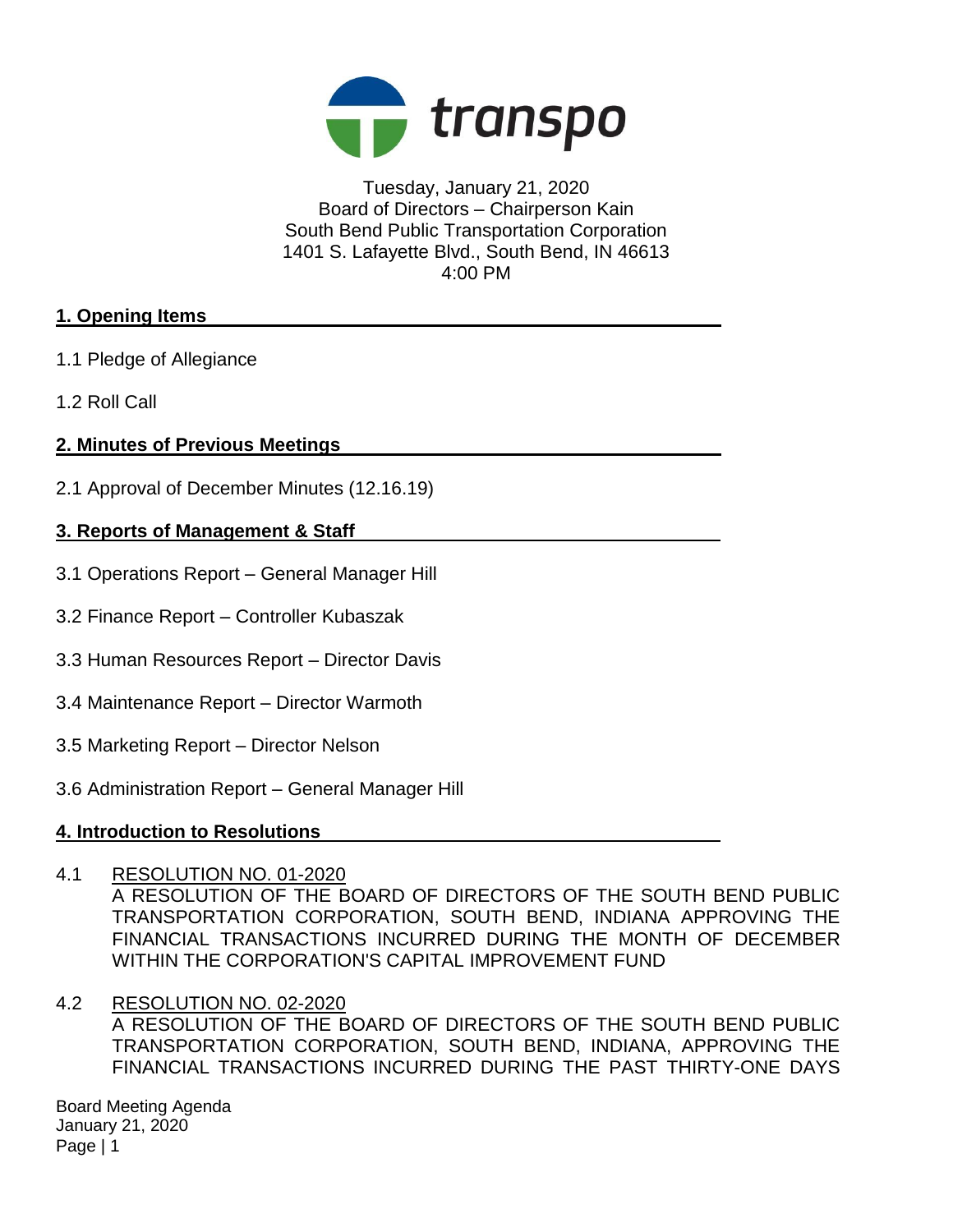transpo

Tuesday, January 21, 2020
Board of Directors – Chairperson Kain
South Bend Public Transportation Corporation
1401 S. Lafayette Blvd., South Bend, IN 46613
4:00 PM

## 1. Opening Items

1.1 Pledge of Allegiance

1.2 Roll Call

## 2. Minutes of Previous Meetings

2.1 Approval of December Minutes (12.16.19)

## 3. Reports of Management & Staff

3.1 Operations Report – General Manager Hill

3.2 Finance Report – Controller Kubaszak

3.3 Human Resources Report – Director Davis

3.4 Maintenance Report – Director Warmoth

3.5 Marketing Report – Director Nelson

3.6 Administration Report – General Manager Hill

## 4. Introduction to Resolutions

4.1 RESOLUTION NO. 01-2020
A RESOLUTION OF THE BOARD OF DIRECTORS OF THE SOUTH BEND PUBLIC TRANSPORTATION CORPORATION, SOUTH BEND, INDIANA APPROVING THE FINANCIAL TRANSACTIONS INCURRED DURING THE MONTH OF DECEMBER WITHIN THE CORPORATION'S CAPITAL IMPROVEMENT FUND

4.2 RESOLUTION NO. 02-2020
A RESOLUTION OF THE BOARD OF DIRECTORS OF THE SOUTH BEND PUBLIC TRANSPORTATION CORPORATION, SOUTH BEND, INDIANA, APPROVING THE FINANCIAL TRANSACTIONS INCURRED DURING THE PAST THIRTY-ONE DAYS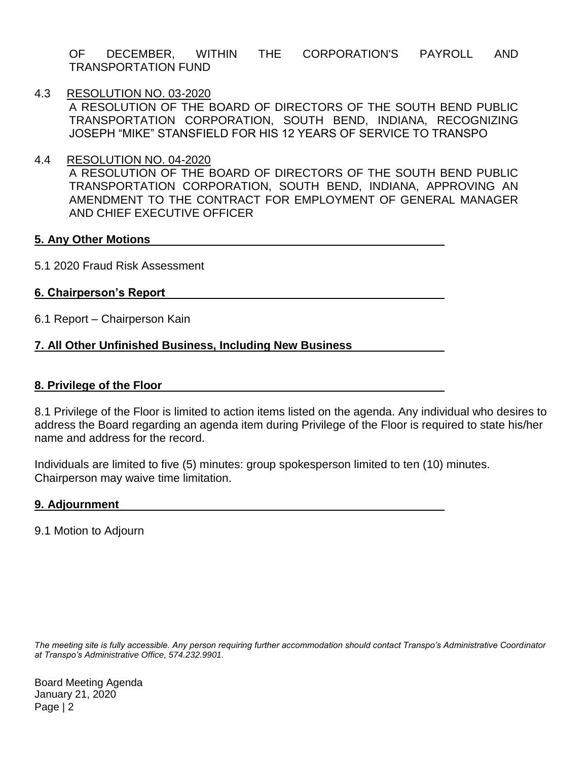OF DECEMBER, WITHIN THE CORPORATION'S PAYROLL AND TRANSPORTATION FUND

4.3 RESOLUTION NO. 03-2020
A RESOLUTION OF THE BOARD OF DIRECTORS OF THE SOUTH BEND PUBLIC TRANSPORTATION CORPORATION, SOUTH BEND, INDIANA, RECOGNIZING JOSEPH “MIKE” STANSFIELD FOR HIS 12 YEARS OF SERVICE TO TRANSPO

4.4 RESOLUTION NO. 04-2020
A RESOLUTION OF THE BOARD OF DIRECTORS OF THE SOUTH BEND PUBLIC TRANSPORTATION CORPORATION, SOUTH BEND, INDIANA, APPROVING AN AMENDMENT TO THE CONTRACT FOR EMPLOYMENT OF GENERAL MANAGER AND CHIEF EXECUTIVE OFFICER

## 5. Any Other Motions

5.1 2020 Fraud Risk Assessment

## 6. Chairperson’s Report

6.1 Report – Chairperson Kain

## 7. All Other Unfinished Business, Including New Business

## 8. Privilege of the Floor

8.1 Privilege of the Floor is limited to action items listed on the agenda. Any individual who desires to address the Board regarding an agenda item during Privilege of the Floor is required to state his/her name and address for the record.

Individuals are limited to five (5) minutes: group spokesperson limited to ten (10) minutes. Chairperson may waive time limitation.

## 9. Adjournment

9.1 Motion to Adjourn

*The meeting site is fully accessible. Any person requiring further accommodation should contact Transpo’s Administrative Coordinator at Transpo’s Administrative Office, 574.232.9901.*